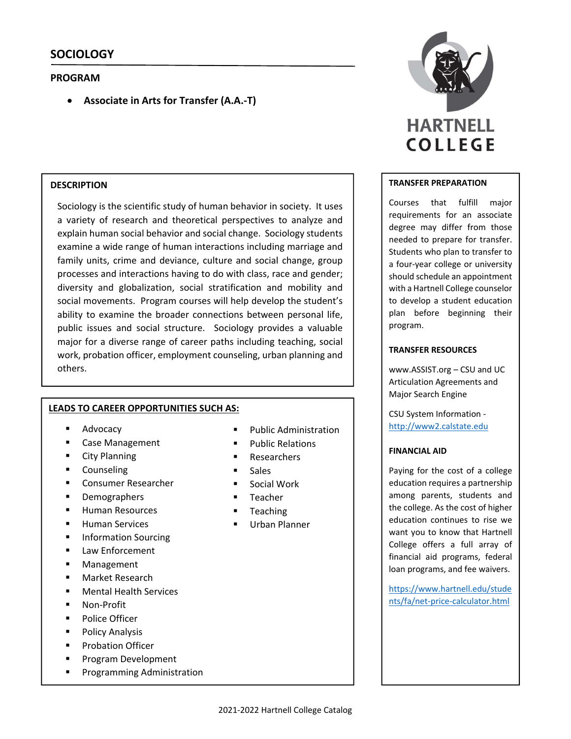# SOCIOLOGY

## PROGRAM

- **Associate in Arts for Transfer (A.A.-T)**

HARTNELL COLLEGE

### DESCRIPTION

Sociology is the scientific study of human behavior in society. It uses a variety of research and theoretical perspectives to analyze and explain human social behavior and social change. Sociology students examine a wide range of human interactions including marriage and family units, crime and deviance, culture and social change, group processes and interactions having to do with class, race and gender; diversity and globalization, social stratification and mobility and social movements. Program courses will help develop the student's ability to examine the broader connections between personal life, public issues and social structure. Sociology provides a valuable major for a diverse range of career paths including teaching, social work, probation officer, employment counseling, urban planning and others.

### LEADS TO CAREER OPPORTUNITIES SUCH AS:

- Advocacy
- Case Management
- City Planning
- Counseling
- Consumer Researcher
- Demographers
- Human Resources
- Human Services
- Information Sourcing
- Law Enforcement
- Management
- Market Research
- Mental Health Services
- Non-Profit
- Police Officer
- Policy Analysis
- Probation Officer
- Program Development
- Programming Administration
- Public Administration
- Public Relations
- Researchers
- Sales
- Social Work
- Teacher
- Teaching
- Urban Planner

### TRANSFER PREPARATION

Courses that fulfill major requirements for an associate degree may differ from those needed to prepare for transfer. Students who plan to transfer to a four-year college or university should schedule an appointment with a Hartnell College counselor to develop a student education plan before beginning their program.

### TRANSFER RESOURCES

www.ASSIST.org – CSU and UC Articulation Agreements and Major Search Engine

CSU System Information - http://www2.calstate.edu

### FINANCIAL AID

Paying for the cost of a college education requires a partnership among parents, students and the college. As the cost of higher education continues to rise we want you to know that Hartnell College offers a full array of financial aid programs, federal loan programs, and fee waivers.

https://www.hartnell.edu/students/fa/net-price-calculator.html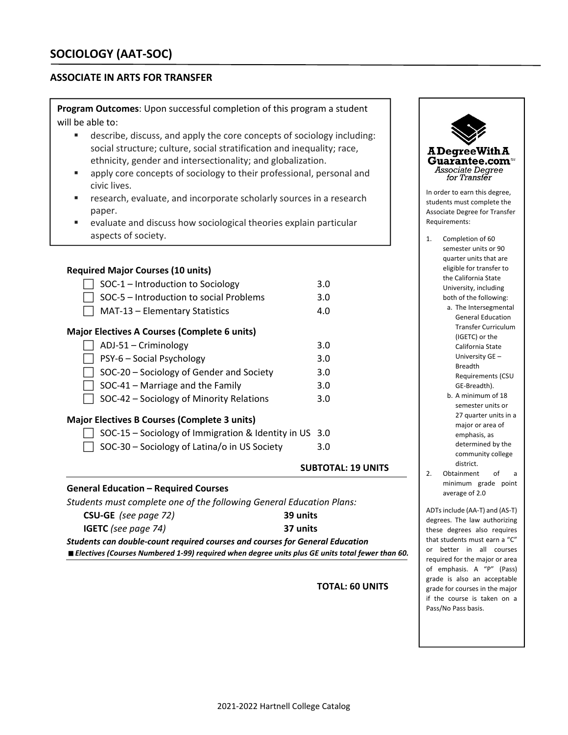# SOCIOLOGY (AAT-SOC)

## ASSOCIATE IN ARTS FOR TRANSFER

**Program Outcomes**: Upon successful completion of this program a student will be able to:

- describe, discuss, and apply the core concepts of sociology including: social structure; culture, social stratification and inequality; race, ethnicity, gender and intersectionality; and globalization.
- apply core concepts of sociology to their professional, personal and civic lives.
- research, evaluate, and incorporate scholarly sources in a research paper.
- evaluate and discuss how sociological theories explain particular aspects of society.

### Required Major Courses (10 units)

| | |
|---|---|
| ☐ SOC-1 – Introduction to Sociology | 3.0 |
| ☐ SOC-5 – Introduction to social Problems | 3.0 |
| ☐ MAT-13 – Elementary Statistics | 4.0 |

### Major Electives A Courses (Complete 6 units)

| | |
|---|---|
| ☐ ADJ-51 – Criminology | 3.0 |
| ☐ PSY-6 – Social Psychology | 3.0 |
| ☐ SOC-20 – Sociology of Gender and Society | 3.0 |
| ☐ SOC-41 – Marriage and the Family | 3.0 |
| ☐ SOC-42 – Sociology of Minority Relations | 3.0 |

### Major Electives B Courses (Complete 3 units)

| | |
|---|---|
| ☐ SOC-15 – Sociology of Immigration & Identity in US | 3.0 |
| ☐ SOC-30 – Sociology of Latina/o in US Society | 3.0 |

**SUBTOTAL: 19 UNITS**

### General Education – Required Courses

*Students must complete one of the following General Education Plans:*

| | |
|---|---|
| **CSU-GE** *(see page 72)* | **39 units** |
| **IGETC** *(see page 74)* | **37 units** |

***Students can double-count required courses and courses for General Education***

■ ***Electives (Courses Numbered 1-99) required when degree units plus GE units total fewer than 60.***

**TOTAL: 60 UNITS**

---

**A Degree With A Guarantee.com**
*Associate Degree for Transfer*

In order to earn this degree, students must complete the Associate Degree for Transfer Requirements:

1. Completion of 60 semester units or 90 quarter units that are eligible for transfer to the California State University, including both of the following:
   a. The Intersegmental General Education Transfer Curriculum (IGETC) or the California State University GE – Breadth Requirements (CSU GE-Breadth).
   b. A minimum of 18 semester units or 27 quarter units in a major or area of emphasis, as determined by the community college district.
2. Obtainment of a minimum grade point average of 2.0

ADTs include (AA-T) and (AS-T) degrees. The law authorizing these degrees also requires that students must earn a "C" or better in all courses required for the major or area of emphasis. A "P" (Pass) grade is also an acceptable grade for courses in the major if the course is taken on a Pass/No Pass basis.